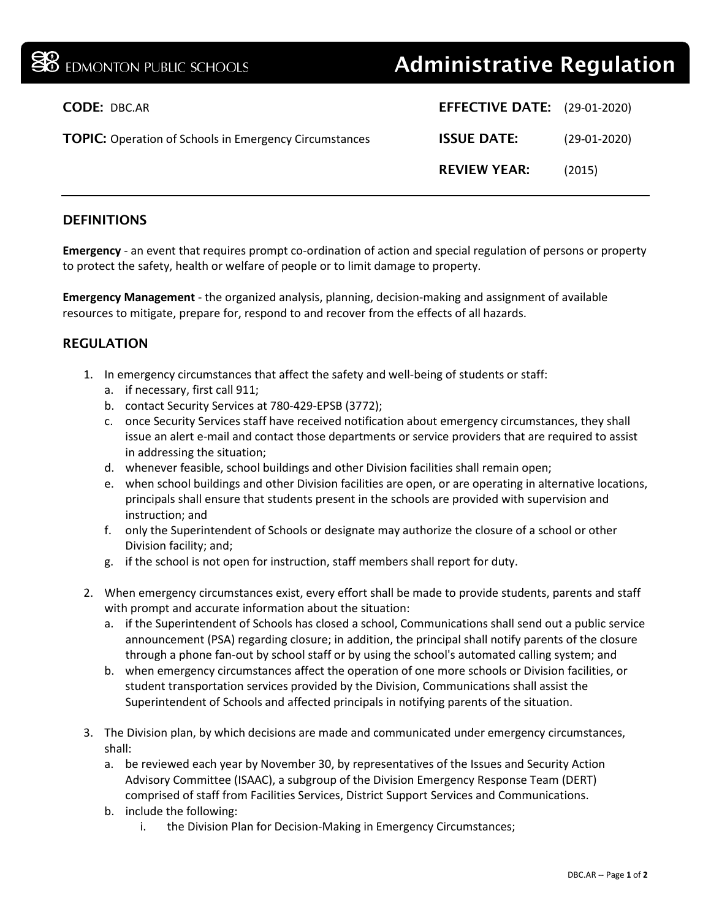EDMONTON PUBLIC SCHOOLS

# Administrative Regulation

**CODE:** DBC.AR

**TOPIC:** Operation of Schools in Emergency Circumstances

**EFFECTIVE DATE:** (29-01-2020)

**ISSUE DATE:** (29-01-2020)

**REVIEW YEAR:** (2015)

## DEFINITIONS

**Emergency** - an event that requires prompt co-ordination of action and special regulation of persons or property to protect the safety, health or welfare of people or to limit damage to property.

**Emergency Management** - the organized analysis, planning, decision-making and assignment of available resources to mitigate, prepare for, respond to and recover from the effects of all hazards.

## REGULATION

1. In emergency circumstances that affect the safety and well-being of students or staff:
   a. if necessary, first call 911;
   b. contact Security Services at 780-429-EPSB (3772);
   c. once Security Services staff have received notification about emergency circumstances, they shall issue an alert e-mail and contact those departments or service providers that are required to assist in addressing the situation;
   d. whenever feasible, school buildings and other Division facilities shall remain open;
   e. when school buildings and other Division facilities are open, or are operating in alternative locations, principals shall ensure that students present in the schools are provided with supervision and instruction; and
   f. only the Superintendent of Schools or designate may authorize the closure of a school or other Division facility; and;
   g. if the school is not open for instruction, staff members shall report for duty.

2. When emergency circumstances exist, every effort shall be made to provide students, parents and staff with prompt and accurate information about the situation:
   a. if the Superintendent of Schools has closed a school, Communications shall send out a public service announcement (PSA) regarding closure; in addition, the principal shall notify parents of the closure through a phone fan-out by school staff or by using the school's automated calling system; and
   b. when emergency circumstances affect the operation of one more schools or Division facilities, or student transportation services provided by the Division, Communications shall assist the Superintendent of Schools and affected principals in notifying parents of the situation.

3. The Division plan, by which decisions are made and communicated under emergency circumstances, shall:
   a. be reviewed each year by November 30, by representatives of the Issues and Security Action Advisory Committee (ISAAC), a subgroup of the Division Emergency Response Team (DERT) comprised of staff from Facilities Services, District Support Services and Communications.
   b. include the following:
      i. the Division Plan for Decision-Making in Emergency Circumstances;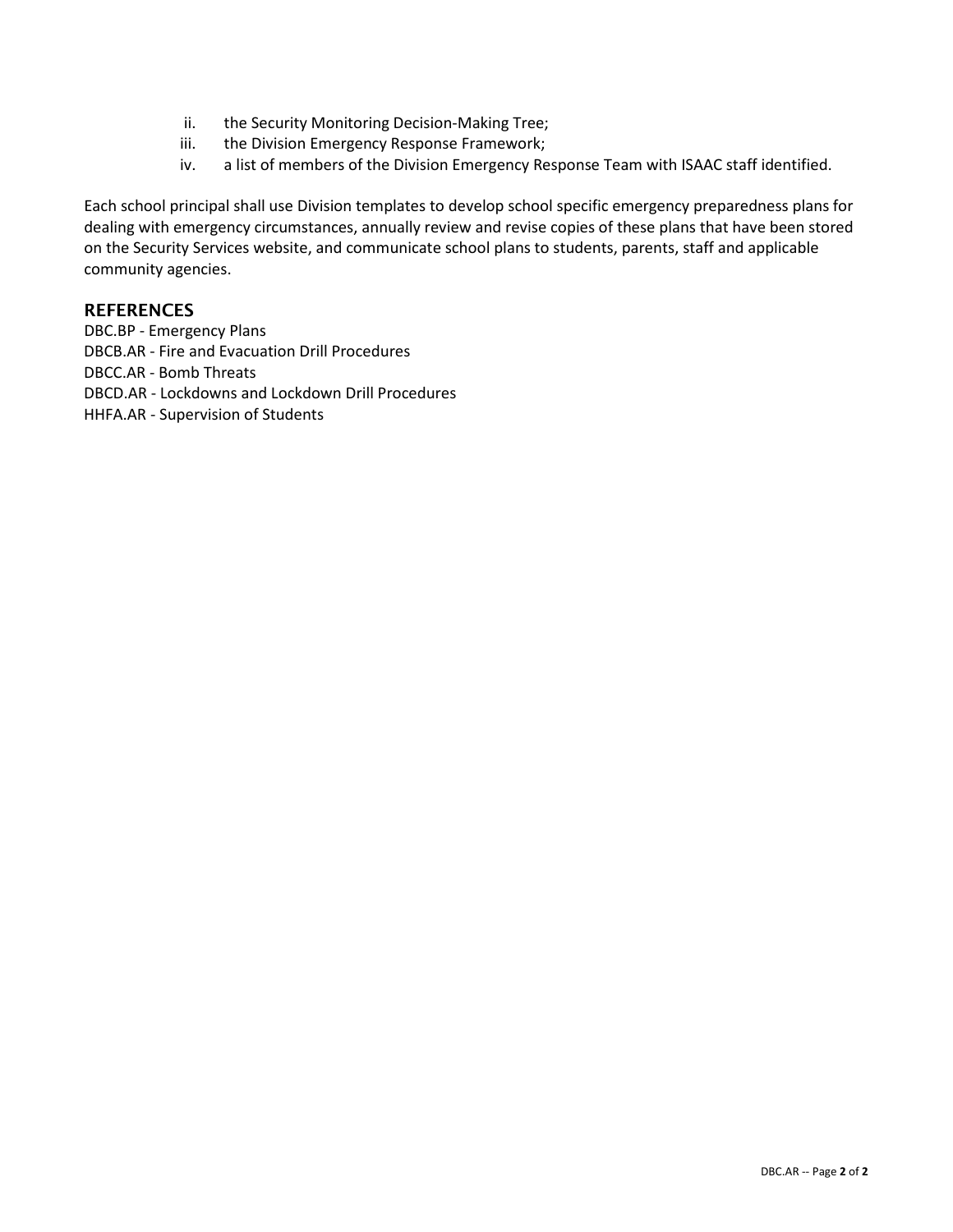ii. the Security Monitoring Decision-Making Tree;
iii. the Division Emergency Response Framework;
iv. a list of members of the Division Emergency Response Team with ISAAC staff identified.

Each school principal shall use Division templates to develop school specific emergency preparedness plans for dealing with emergency circumstances, annually review and revise copies of these plans that have been stored on the Security Services website, and communicate school plans to students, parents, staff and applicable community agencies.

## REFERENCES

DBC.BP - Emergency Plans
DBCB.AR - Fire and Evacuation Drill Procedures
DBCC.AR - Bomb Threats
DBCD.AR - Lockdowns and Lockdown Drill Procedures
HHFA.AR - Supervision of Students